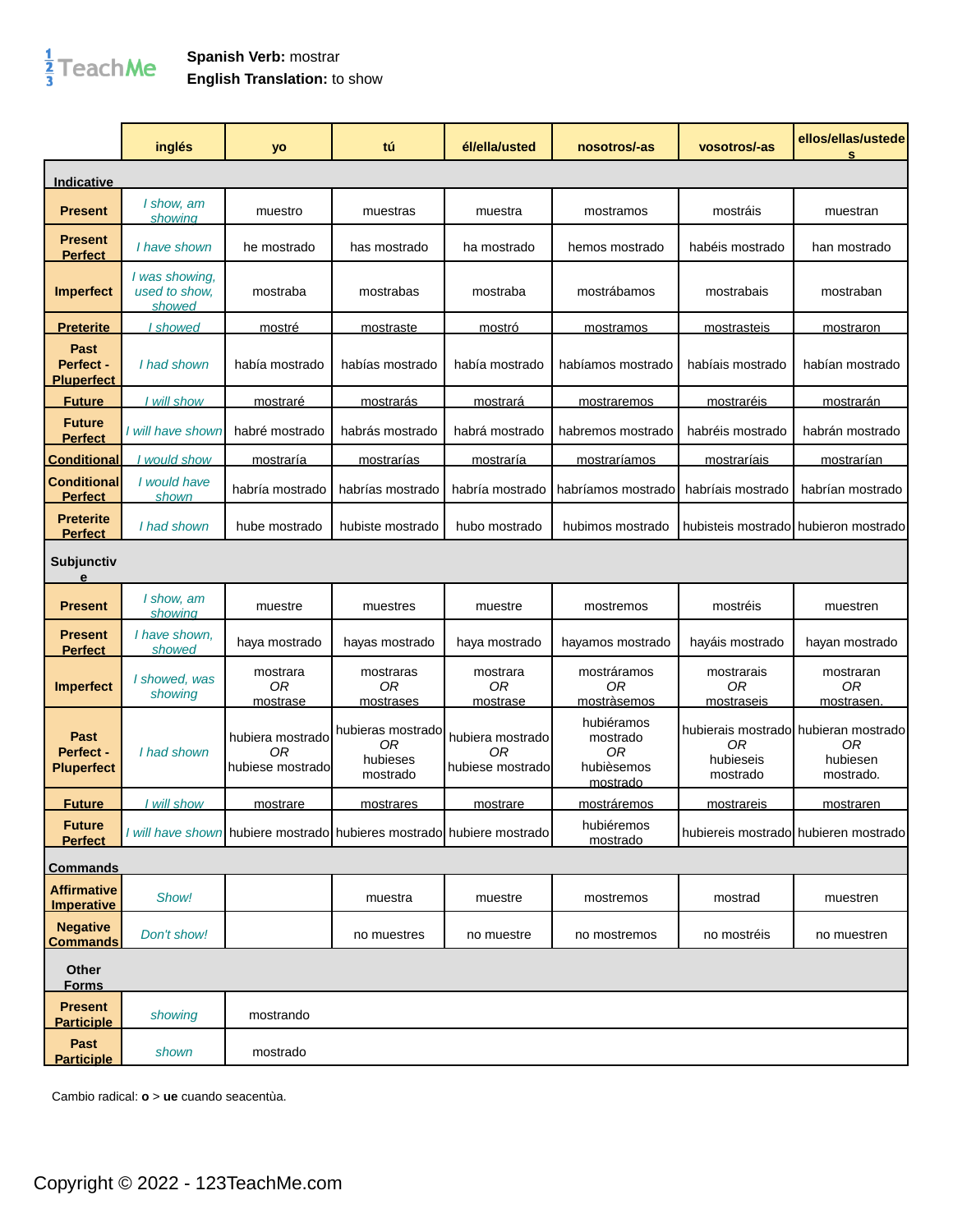**Spanish Verb:** mostrar
**English Translation:** to show

| | inglés | yo | tú | él/ella/usted | nosotros/-as | vosotros/-as | ellos/ellas/ustedes |
|---|---|---|---|---|---|---|---|
| **Indicative** | | | | | | | |
| **Present** | *I show, am showing* | muestro | muestras | muestra | mostramos | mostráis | muestran |
| **Present Perfect** | *I have shown* | he mostrado | has mostrado | ha mostrado | hemos mostrado | habéis mostrado | han mostrado |
| **Imperfect** | *I was showing, used to show, showed* | mostraba | mostrabas | mostraba | mostrábamos | mostrabais | mostraban |
| **Preterite** | *I showed* | mostré | mostraste | mostró | mostramos | mostrasteis | mostraron |
| **Past Perfect - Pluperfect** | *I had shown* | había mostrado | habías mostrado | había mostrado | habíamos mostrado | habíais mostrado | habían mostrado |
| **Future** | *I will show* | mostraré | mostrarás | mostrará | mostraremos | mostraréis | mostrarán |
| **Future Perfect** | *I will have shown* | habré mostrado | habrás mostrado | habrá mostrado | habremos mostrado | habréis mostrado | habrán mostrado |
| **Conditional** | *I would show* | mostraría | mostrarías | mostraría | mostraríamos | mostraríais | mostrarían |
| **Conditional Perfect** | *I would have shown* | habría mostrado | habrías mostrado | habría mostrado | habríamos mostrado | habríais mostrado | habrían mostrado |
| **Preterite Perfect** | *I had shown* | hube mostrado | hubiste mostrado | hubo mostrado | hubimos mostrado | hubisteis mostrado | hubieron mostrado |
| **Subjunctive** | | | | | | | |
| **Present** | *I show, am showing* | muestre | muestres | muestre | mostremos | mostréis | muestren |
| **Present Perfect** | *I have shown, showed* | haya mostrado | hayas mostrado | haya mostrado | hayamos mostrado | hayáis mostrado | hayan mostrado |
| **Imperfect** | *I showed, was showing* | mostrara *OR* mostrase | mostraras *OR* mostrases | mostrara *OR* mostrase | mostráramos *OR* mostràsemos | mostrarais *OR* mostraseis | mostraran *OR* mostrasen. |
| **Past Perfect - Pluperfect** | *I had shown* | hubiera mostrado *OR* hubiese mostrado | hubieras mostrado *OR* hubieses mostrado | hubiera mostrado *OR* hubiese mostrado | hubiéramos mostrado *OR* hubièsemos mostrado | hubierais mostrado *OR* hubieseis mostrado | hubieran mostrado *OR* hubiesen mostrado. |
| **Future** | *I will show* | mostrare | mostrares | mostrare | mostráremos | mostrareis | mostraren |
| **Future Perfect** | *I will have shown* | hubiere mostrado | hubieres mostrado | hubiere mostrado | hubiéremos mostrado | hubiereis mostrado | hubieren mostrado |
| **Commands** | | | | | | | |
| **Affirmative Imperative** | *Show!* | | muestra | muestre | mostremos | mostrad | muestren |
| **Negative Commands** | *Don't show!* | | no muestres | no muestre | no mostremos | no mostréis | no muestren |
| **Other Forms** | | | | | | | |
| **Present Participle** | *showing* | mostrando | | | | | |
| **Past Participle** | *shown* | mostrado | | | | | |

Cambio radical: **o** > **ue** cuando seacentùa.

Copyright © 2022 - 123TeachMe.com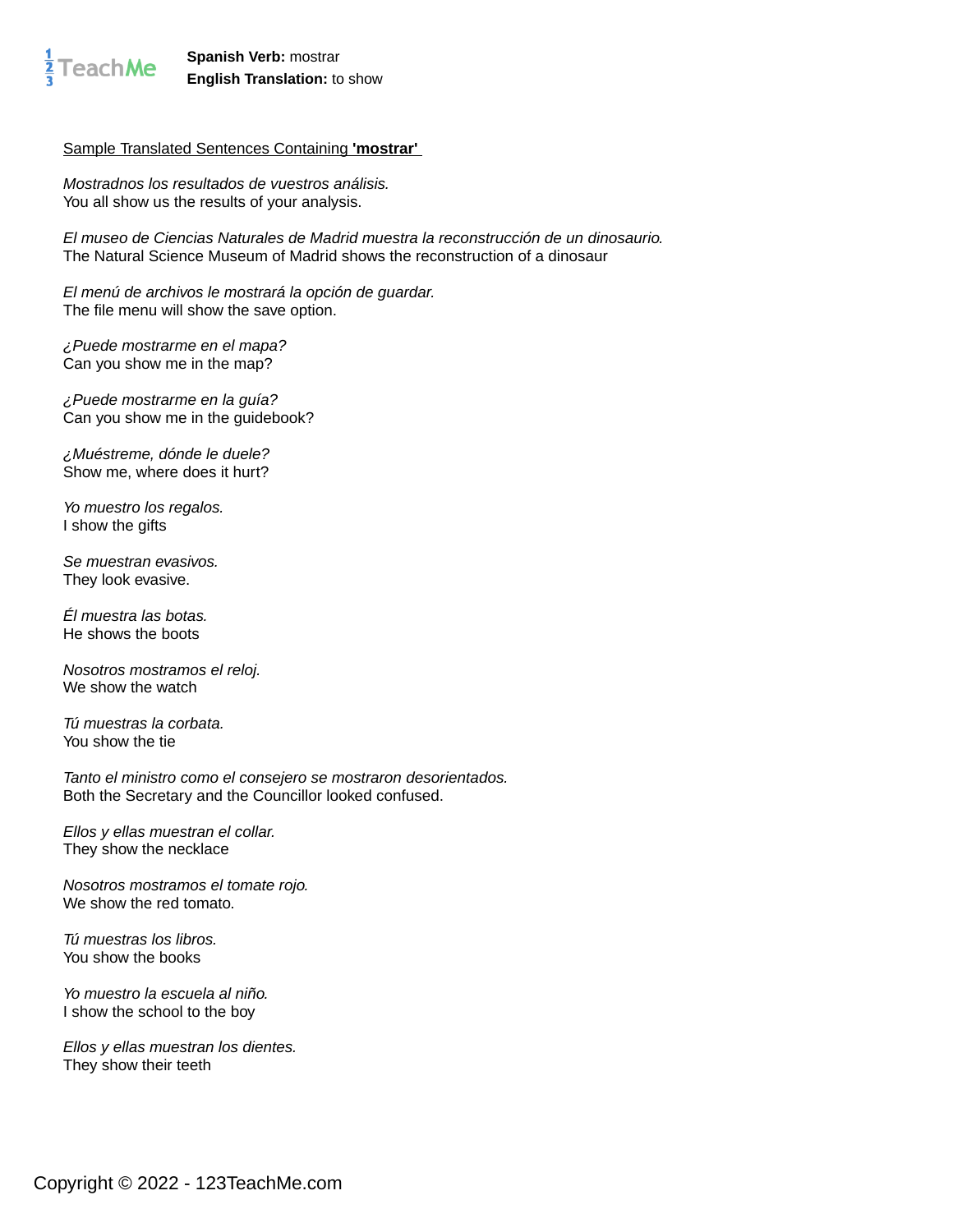**Spanish Verb:** mostrar
**English Translation:** to show

<u>Sample Translated Sentences Containing **'mostrar'**</u>

*Mostradnos los resultados de vuestros análisis.*
You all show us the results of your analysis.

*El museo de Ciencias Naturales de Madrid muestra la reconstrucción de un dinosaurio.*
The Natural Science Museum of Madrid shows the reconstruction of a dinosaur

*El menú de archivos le mostrará la opción de guardar.*
The file menu will show the save option.

*¿Puede mostrarme en el mapa?*
Can you show me in the map?

*¿Puede mostrarme en la guía?*
Can you show me in the guidebook?

*¿Muéstreme, dónde le duele?*
Show me, where does it hurt?

*Yo muestro los regalos.*
I show the gifts

*Se muestran evasivos.*
They look evasive.

*Él muestra las botas.*
He shows the boots

*Nosotros mostramos el reloj.*
We show the watch

*Tú muestras la corbata.*
You show the tie

*Tanto el ministro como el consejero se mostraron desorientados.*
Both the Secretary and the Councillor looked confused.

*Ellos y ellas muestran el collar.*
They show the necklace

*Nosotros mostramos el tomate rojo.*
We show the red tomato.

*Tú muestras los libros.*
You show the books

*Yo muestro la escuela al niño.*
I show the school to the boy

*Ellos y ellas muestran los dientes.*
They show their teeth

Copyright © 2022 - 123TeachMe.com